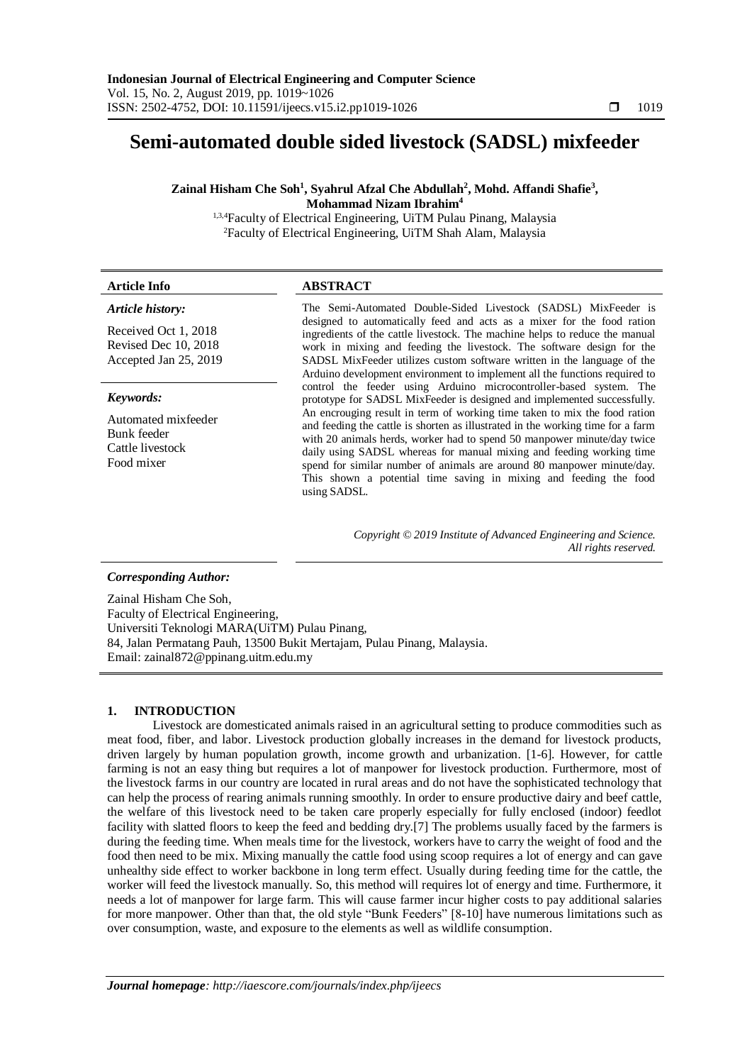# Semi-automated double sided livestock (SADSL) mixfeeder

**Zainal Hisham Che Soh[1], Syahrul Afzal Che Abdullah[2], Mohd. Affandi Shafie[3], Mohammad Nizam Ibrahim[4]**

[1,3,4]Faculty of Electrical Engineering, UiTM Pulau Pinang, Malaysia
[2]Faculty of Electrical Engineering, UiTM Shah Alam, Malaysia

| **Article Info** | **ABSTRACT** |
|---|---|
| ***Article history:*** <br> Received Oct 1, 2018 <br> Revised Dec 10, 2018 <br> Accepted Jan 25, 2019 <br><br> ***Keywords:*** <br> Automated mixfeeder <br> Bunk feeder <br> Cattle livestock <br> Food mixer | The Semi-Automated Double-Sided Livestock (SADSL) MixFeeder is designed to automatically feed and acts as a mixer for the food ration ingredients of the cattle livestock. The machine helps to reduce the manual work in mixing and feeding the livestock. The software design for the SADSL MixFeeder utilizes custom software written in the language of the Arduino development environment to implement all the functions required to control the feeder using Arduino microcontroller-based system. The prototype for SADSL MixFeeder is designed and implemented successfully. An encrouging result in term of working time taken to mix the food ration and feeding the cattle is shorten as illustrated in the working time for a farm with 20 animals herds, worker had to spend 50 manpower minute/day twice daily using SADSL whereas for manual mixing and feeding working time spend for similar number of animals are around 80 manpower minute/day. This shown a potential time saving in mixing and feeding the food using SADSL. <br><br> *Copyright © 2019 Institute of Advanced Engineering and Science. All rights reserved.* |

***Corresponding Author:***

Zainal Hisham Che Soh,
Faculty of Electrical Engineering,
Universiti Teknologi MARA(UiTM) Pulau Pinang,
84, Jalan Permatang Pauh, 13500 Bukit Mertajam, Pulau Pinang, Malaysia.
Email: zainal872@ppinang.uitm.edu.my

## 1. INTRODUCTION

Livestock are domesticated animals raised in an agricultural setting to produce commodities such as meat food, fiber, and labor. Livestock production globally increases in the demand for livestock products, driven largely by human population growth, income growth and urbanization. [1-6]. However, for cattle farming is not an easy thing but requires a lot of manpower for livestock production. Furthermore, most of the livestock farms in our country are located in rural areas and do not have the sophisticated technology that can help the process of rearing animals running smoothly. In order to ensure productive dairy and beef cattle, the welfare of this livestock need to be taken care properly especially for fully enclosed (indoor) feedlot facility with slatted floors to keep the feed and bedding dry.[7] The problems usually faced by the farmers is during the feeding time. When meals time for the livestock, workers have to carry the weight of food and the food then need to be mix. Mixing manually the cattle food using scoop requires a lot of energy and can gave unhealthy side effect to worker backbone in long term effect. Usually during feeding time for the cattle, the worker will feed the livestock manually. So, this method will requires lot of energy and time. Furthermore, it needs a lot of manpower for large farm. This will cause farmer incur higher costs to pay additional salaries for more manpower. Other than that, the old style "Bunk Feeders" [8-10] have numerous limitations such as over consumption, waste, and exposure to the elements as well as wildlife consumption.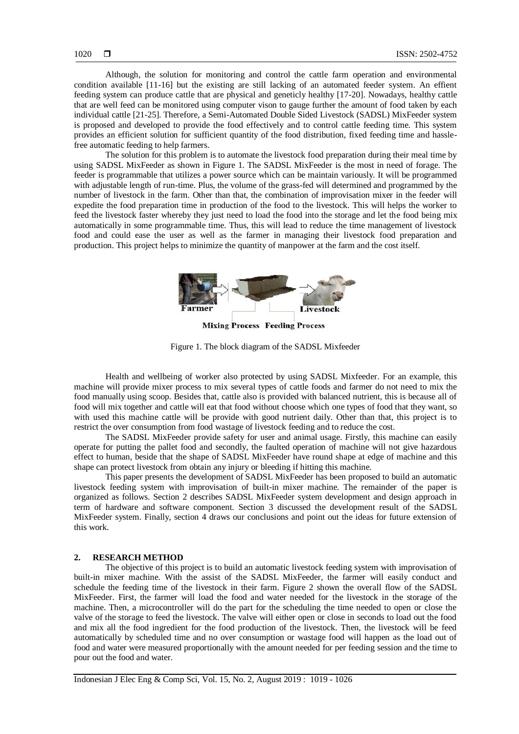Although, the solution for monitoring and control the cattle farm operation and environmental condition available [11-16] but the existing are still lacking of an automated feeder system. An effient feeding system can produce cattle that are physical and geneticly healthy [17-20]. Nowadays, healthy cattle that are well feed can be monitored using computer vison to gauge further the amount of food taken by each individual cattle [21-25]. Therefore, a Semi-Automated Double Sided Livestock (SADSL) MixFeeder system is proposed and developed to provide the food effectively and to control cattle feeding time. This system provides an efficient solution for sufficient quantity of the food distribution, fixed feeding time and hassle-free automatic feeding to help farmers.

The solution for this problem is to automate the livestock food preparation during their meal time by using SADSL MixFeeder as shown in Figure 1. The SADSL MixFeeder is the most in need of forage. The feeder is programmable that utilizes a power source which can be maintain variously. It will be programmed with adjustable length of run-time. Plus, the volume of the grass-fed will determined and programmed by the number of livestock in the farm. Other than that, the combination of improvisation mixer in the feeder will expedite the food preparation time in production of the food to the livestock. This will helps the worker to feed the livestock faster whereby they just need to load the food into the storage and let the food being mix automatically in some programmable time. Thus, this will lead to reduce the time management of livestock food and could ease the user as well as the farmer in managing their livestock food preparation and production. This project helps to minimize the quantity of manpower at the farm and the cost itself.

Farmer → → Livestock

Mixing Process Feeding Process

Figure 1. The block diagram of the SADSL Mixfeeder

Health and wellbeing of worker also protected by using SADSL Mixfeeder. For an example, this machine will provide mixer process to mix several types of cattle foods and farmer do not need to mix the food manually using scoop. Besides that, cattle also is provided with balanced nutrient, this is because all of food will mix together and cattle will eat that food without choose which one types of food that they want, so with used this machine cattle will be provide with good nutrient daily. Other than that, this project is to restrict the over consumption from food wastage of livestock feeding and to reduce the cost.

The SADSL MixFeeder provide safety for user and animal usage. Firstly, this machine can easily operate for putting the pallet food and secondly, the faulted operation of machine will not give hazardous effect to human, beside that the shape of SADSL MixFeeder have round shape at edge of machine and this shape can protect livestock from obtain any injury or bleeding if hitting this machine.

This paper presents the development of SADSL MixFeeder has been proposed to build an automatic livestock feeding system with improvisation of built-in mixer machine. The remainder of the paper is organized as follows. Section 2 describes SADSL MixFeeder system development and design approach in term of hardware and software component. Section 3 discussed the development result of the SADSL MixFeeder system. Finally, section 4 draws our conclusions and point out the ideas for future extension of this work.

## 2. RESEARCH METHOD

The objective of this project is to build an automatic livestock feeding system with improvisation of built-in mixer machine. With the assist of the SADSL MixFeeder, the farmer will easily conduct and schedule the feeding time of the livestock in their farm. Figure 2 shown the overall flow of the SADSL MixFeeder. First, the farmer will load the food and water needed for the livestock in the storage of the machine. Then, a microcontroller will do the part for the scheduling the time needed to open or close the valve of the storage to feed the livestock. The valve will either open or close in seconds to load out the food and mix all the food ingredient for the food production of the livestock. Then, the livestock will be feed automatically by scheduled time and no over consumption or wastage food will happen as the load out of food and water were measured proportionally with the amount needed for per feeding session and the time to pour out the food and water.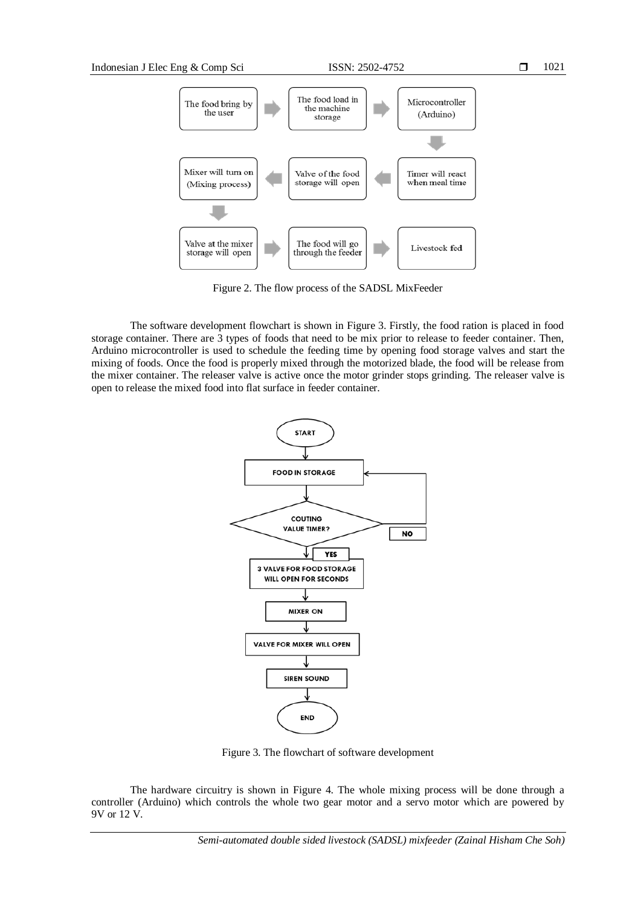Figure 2. The flow process of the SADSL MixFeeder

The software development flowchart is shown in Figure 3. Firstly, the food ration is placed in food storage container. There are 3 types of foods that need to be mix prior to release to feeder container. Then, Arduino microcontroller is used to schedule the feeding time by opening food storage valves and start the mixing of foods. Once the food is properly mixed through the motorized blade, the food will be release from the mixer container. The releaser valve is active once the motor grinder stops grinding. The releaser valve is open to release the mixed food into flat surface in feeder container.

Figure 3. The flowchart of software development

The hardware circuitry is shown in Figure 4. The whole mixing process will be done through a controller (Arduino) which controls the whole two gear motor and a servo motor which are powered by 9V or 12 V.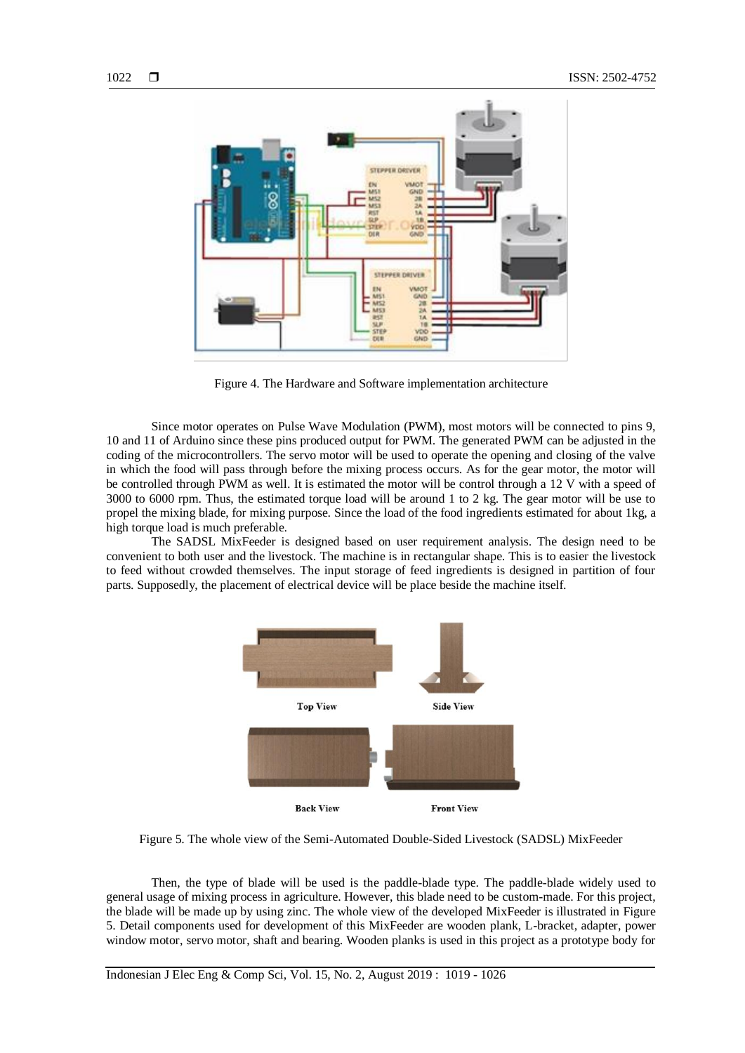Figure 4. The Hardware and Software implementation architecture

Since motor operates on Pulse Wave Modulation (PWM), most motors will be connected to pins 9, 10 and 11 of Arduino since these pins produced output for PWM. The generated PWM can be adjusted in the coding of the microcontrollers. The servo motor will be used to operate the opening and closing of the valve in which the food will pass through before the mixing process occurs. As for the gear motor, the motor will be controlled through PWM as well. It is estimated the motor will be control through a 12 V with a speed of 3000 to 6000 rpm. Thus, the estimated torque load will be around 1 to 2 kg. The gear motor will be use to propel the mixing blade, for mixing purpose. Since the load of the food ingredients estimated for about 1kg, a high torque load is much preferable.

The SADSL MixFeeder is designed based on user requirement analysis. The design need to be convenient to both user and the livestock. The machine is in rectangular shape. This is to easier the livestock to feed without crowded themselves. The input storage of feed ingredients is designed in partition of four parts. Supposedly, the placement of electrical device will be place beside the machine itself.

Figure 5. The whole view of the Semi-Automated Double-Sided Livestock (SADSL) MixFeeder

Then, the type of blade will be used is the paddle-blade type. The paddle-blade widely used to general usage of mixing process in agriculture. However, this blade need to be custom-made. For this project, the blade will be made up by using zinc. The whole view of the developed MixFeeder is illustrated in Figure 5. Detail components used for development of this MixFeeder are wooden plank, L-bracket, adapter, power window motor, servo motor, shaft and bearing. Wooden planks is used in this project as a prototype body for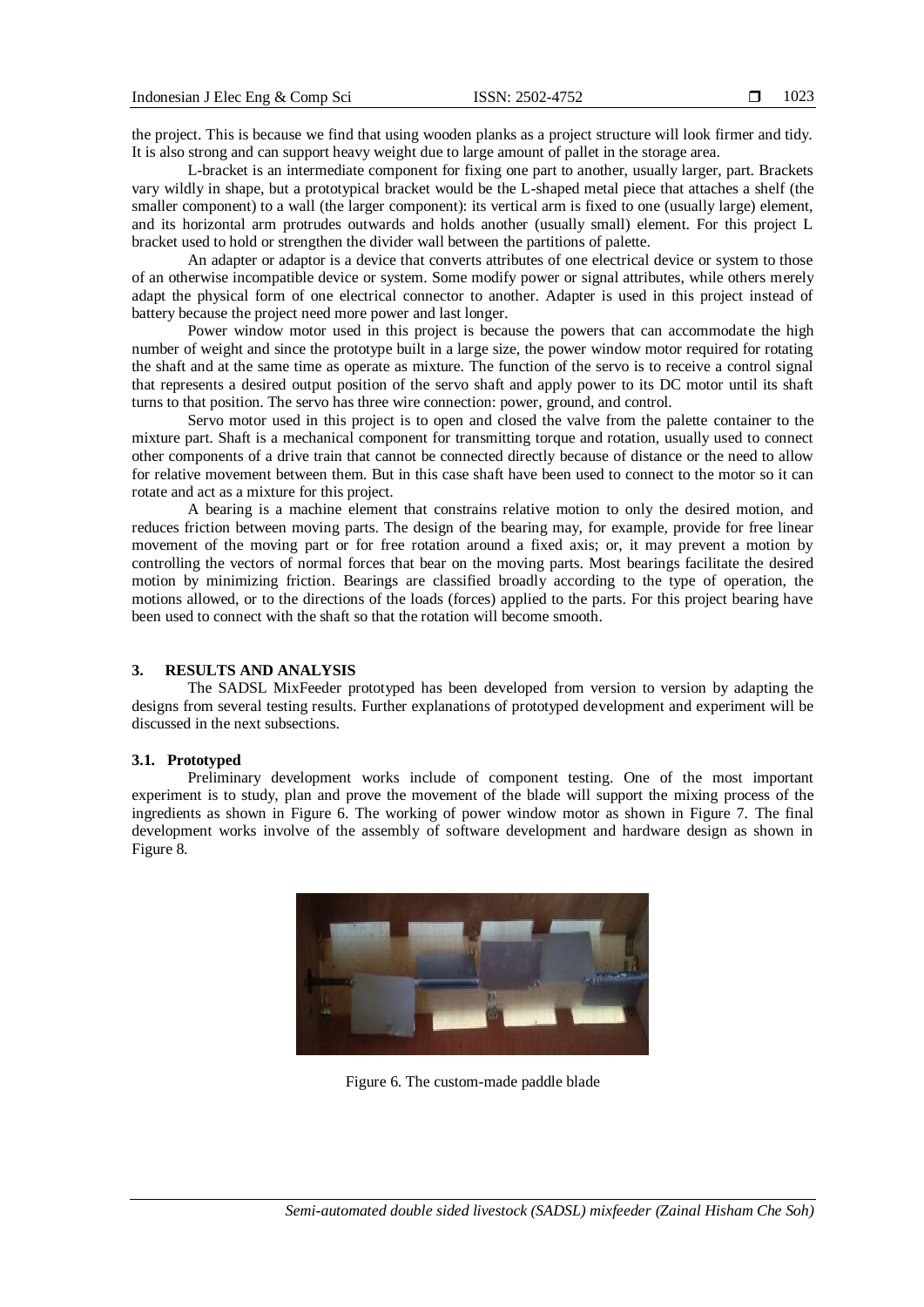the project. This is because we find that using wooden planks as a project structure will look firmer and tidy. It is also strong and can support heavy weight due to large amount of pallet in the storage area.

L-bracket is an intermediate component for fixing one part to another, usually larger, part. Brackets vary wildly in shape, but a prototypical bracket would be the L-shaped metal piece that attaches a shelf (the smaller component) to a wall (the larger component): its vertical arm is fixed to one (usually large) element, and its horizontal arm protrudes outwards and holds another (usually small) element. For this project L bracket used to hold or strengthen the divider wall between the partitions of palette.

An adapter or adaptor is a device that converts attributes of one electrical device or system to those of an otherwise incompatible device or system. Some modify power or signal attributes, while others merely adapt the physical form of one electrical connector to another. Adapter is used in this project instead of battery because the project need more power and last longer.

Power window motor used in this project is because the powers that can accommodate the high number of weight and since the prototype built in a large size, the power window motor required for rotating the shaft and at the same time as operate as mixture. The function of the servo is to receive a control signal that represents a desired output position of the servo shaft and apply power to its DC motor until its shaft turns to that position. The servo has three wire connection: power, ground, and control.

Servo motor used in this project is to open and closed the valve from the palette container to the mixture part. Shaft is a mechanical component for transmitting torque and rotation, usually used to connect other components of a drive train that cannot be connected directly because of distance or the need to allow for relative movement between them. But in this case shaft have been used to connect to the motor so it can rotate and act as a mixture for this project.

A bearing is a machine element that constrains relative motion to only the desired motion, and reduces friction between moving parts. The design of the bearing may, for example, provide for free linear movement of the moving part or for free rotation around a fixed axis; or, it may prevent a motion by controlling the vectors of normal forces that bear on the moving parts. Most bearings facilitate the desired motion by minimizing friction. Bearings are classified broadly according to the type of operation, the motions allowed, or to the directions of the loads (forces) applied to the parts. For this project bearing have been used to connect with the shaft so that the rotation will become smooth.

## 3. RESULTS AND ANALYSIS

The SADSL MixFeeder prototyped has been developed from version to version by adapting the designs from several testing results. Further explanations of prototyped development and experiment will be discussed in the next subsections.

### 3.1. Prototyped

Preliminary development works include of component testing. One of the most important experiment is to study, plan and prove the movement of the blade will support the mixing process of the ingredients as shown in Figure 6. The working of power window motor as shown in Figure 7. The final development works involve of the assembly of software development and hardware design as shown in Figure 8.

Figure 6. The custom-made paddle blade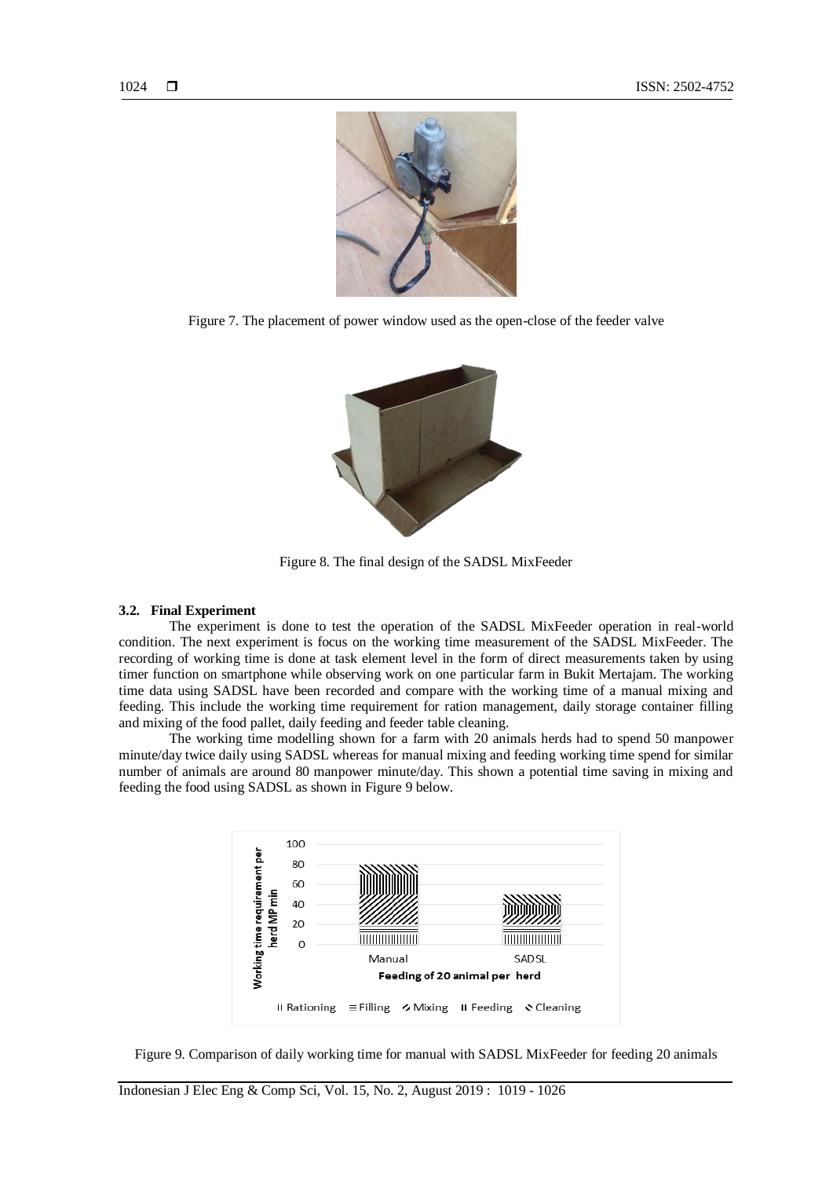Figure 7. The placement of power window used as the open-close of the feeder valve

Figure 8. The final design of the SADSL MixFeeder

### 3.2. Final Experiment

The experiment is done to test the operation of the SADSL MixFeeder operation in real-world condition. The next experiment is focus on the working time measurement of the SADSL MixFeeder. The recording of working time is done at task element level in the form of direct measurements taken by using timer function on smartphone while observing work on one particular farm in Bukit Mertajam. The working time data using SADSL have been recorded and compare with the working time of a manual mixing and feeding. This include the working time requirement for ration management, daily storage container filling and mixing of the food pallet, daily feeding and feeder table cleaning.

The working time modelling shown for a farm with 20 animals herds had to spend 50 manpower minute/day twice daily using SADSL whereas for manual mixing and feeding working time spend for similar number of animals are around 80 manpower minute/day. This shown a potential time saving in mixing and feeding the food using SADSL as shown in Figure 9 below.

Figure 9. Comparison of daily working time for manual with SADSL MixFeeder for feeding 20 animals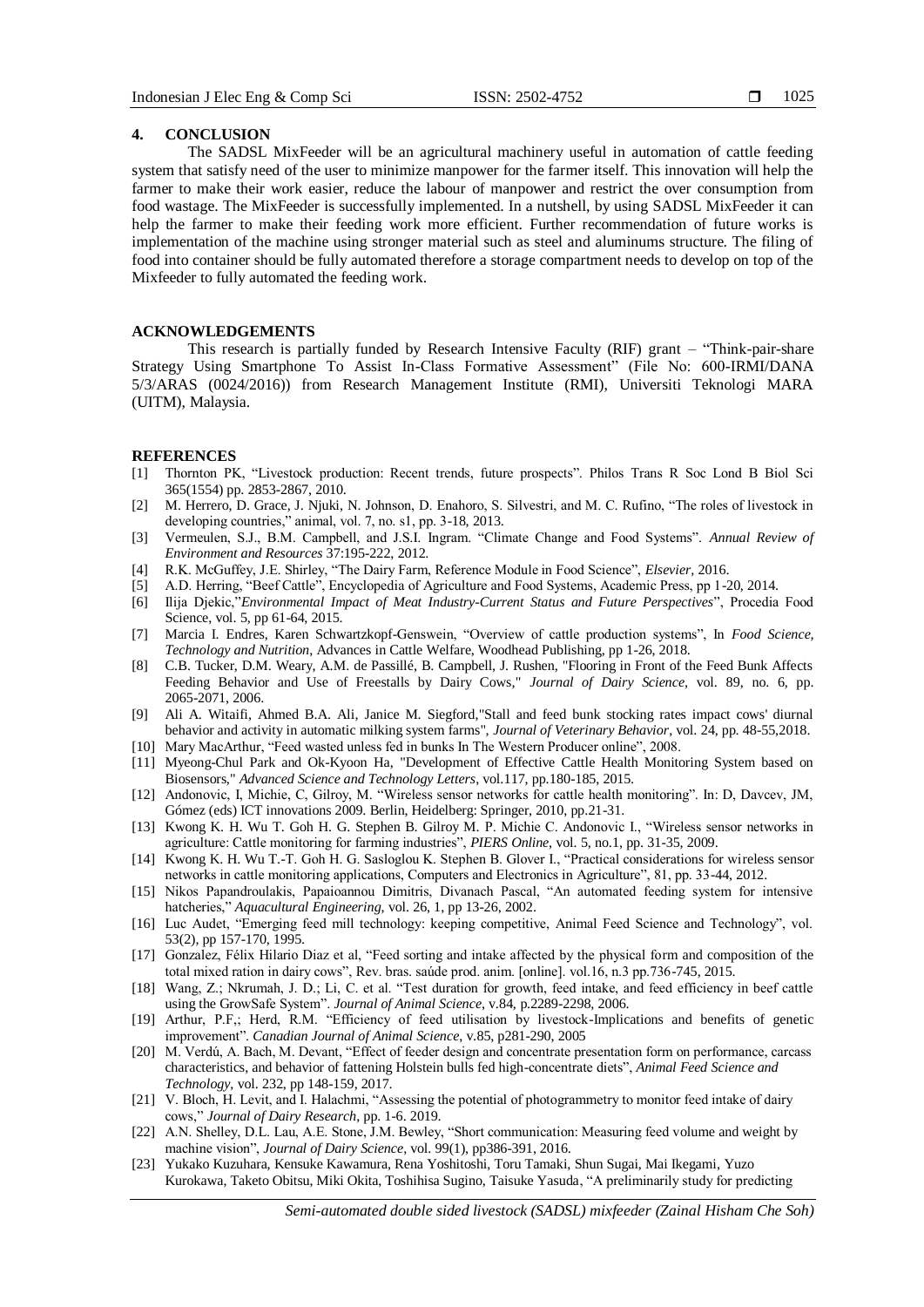## 4. CONCLUSION

The SADSL MixFeeder will be an agricultural machinery useful in automation of cattle feeding system that satisfy need of the user to minimize manpower for the farmer itself. This innovation will help the farmer to make their work easier, reduce the labour of manpower and restrict the over consumption from food wastage. The MixFeeder is successfully implemented. In a nutshell, by using SADSL MixFeeder it can help the farmer to make their feeding work more efficient. Further recommendation of future works is implementation of the machine using stronger material such as steel and aluminums structure. The filing of food into container should be fully automated therefore a storage compartment needs to develop on top of the Mixfeeder to fully automated the feeding work.

## ACKNOWLEDGEMENTS

This research is partially funded by Research Intensive Faculty (RIF) grant – "Think-pair-share Strategy Using Smartphone To Assist In-Class Formative Assessment" (File No: 600-IRMI/DANA 5/3/ARAS (0024/2016)) from Research Management Institute (RMI), Universiti Teknologi MARA (UITM), Malaysia.

## REFERENCES

[1] Thornton PK, "Livestock production: Recent trends, future prospects". Philos Trans R Soc Lond B Biol Sci 365(1554) pp. 2853-2867, 2010.

[2] M. Herrero, D. Grace, J. Njuki, N. Johnson, D. Enahoro, S. Silvestri, and M. C. Rufino, "The roles of livestock in developing countries," animal, vol. 7, no. s1, pp. 3-18, 2013.

[3] Vermeulen, S.J., B.M. Campbell, and J.S.I. Ingram. "Climate Change and Food Systems". *Annual Review of Environment and Resources* 37:195-222, 2012.

[4] R.K. McGuffey, J.E. Shirley, "The Dairy Farm, Reference Module in Food Science", *Elsevier*, 2016.

[5] A.D. Herring, "Beef Cattle", Encyclopedia of Agriculture and Food Systems, Academic Press, pp 1-20, 2014.

[6] Ilija Djekic,"*Environmental Impact of Meat Industry-Current Status and Future Perspectives*", Procedia Food Science, vol. 5, pp 61-64, 2015.

[7] Marcia I. Endres, Karen Schwartzkopf-Genswein, "Overview of cattle production systems", In *Food Science, Technology and Nutrition*, Advances in Cattle Welfare, Woodhead Publishing, pp 1-26, 2018.

[8] C.B. Tucker, D.M. Weary, A.M. de Passillé, B. Campbell, J. Rushen, "Flooring in Front of the Feed Bunk Affects Feeding Behavior and Use of Freestalls by Dairy Cows," *Journal of Dairy Science*, vol. 89, no. 6, pp. 2065-2071, 2006.

[9] Ali A. Witaifi, Ahmed B.A. Ali, Janice M. Siegford,"Stall and feed bunk stocking rates impact cows' diurnal behavior and activity in automatic milking system farms", *Journal of Veterinary Behavior*, vol. 24, pp. 48-55,2018.

[10] Mary MacArthur, "Feed wasted unless fed in bunks In The Western Producer online", 2008.

[11] Myeong-Chul Park and Ok-Kyoon Ha, "Development of Effective Cattle Health Monitoring System based on Biosensors," *Advanced Science and Technology Letters*, vol.117, pp.180-185, 2015.

[12] Andonovic, I, Michie, C, Gilroy, M. "Wireless sensor networks for cattle health monitoring". In: D, Davcev, JM, Gómez (eds) ICT innovations 2009. Berlin, Heidelberg: Springer, 2010, pp.21-31.

[13] Kwong K. H. Wu T. Goh H. G. Stephen B. Gilroy M. P. Michie C. Andonovic I., "Wireless sensor networks in agriculture: Cattle monitoring for farming industries", *PIERS Online*, vol. 5, no.1, pp. 31-35, 2009.

[14] Kwong K. H. Wu T.-T. Goh H. G. Sasloglou K. Stephen B. Glover I., "Practical considerations for wireless sensor networks in cattle monitoring applications, Computers and Electronics in Agriculture", 81, pp. 33-44, 2012.

[15] Nikos Papandroulakis, Papaioannou Dimitris, Divanach Pascal, "An automated feeding system for intensive hatcheries," *Aquacultural Engineering*, vol. 26, 1, pp 13-26, 2002.

[16] Luc Audet, "Emerging feed mill technology: keeping competitive, Animal Feed Science and Technology", vol. 53(2), pp 157-170, 1995.

[17] Gonzalez, Félix Hilario Diaz et al, "Feed sorting and intake affected by the physical form and composition of the total mixed ration in dairy cows", Rev. bras. saúde prod. anim. [online]. vol.16, n.3 pp.736-745, 2015.

[18] Wang, Z.; Nkrumah, J. D.; Li, C. et al. "Test duration for growth, feed intake, and feed efficiency in beef cattle using the GrowSafe System". *Journal of Animal Science*, v.84, p.2289-2298, 2006.

[19] Arthur, P.F,; Herd, R.M. "Efficiency of feed utilisation by livestock-Implications and benefits of genetic improvement". *Canadian Journal of Animal Science*, v.85, p281-290, 2005

[20] M. Verdú, A. Bach, M. Devant, "Effect of feeder design and concentrate presentation form on performance, carcass characteristics, and behavior of fattening Holstein bulls fed high-concentrate diets", *Animal Feed Science and Technology*, vol. 232, pp 148-159, 2017.

[21] V. Bloch, H. Levit, and I. Halachmi, "Assessing the potential of photogrammetry to monitor feed intake of dairy cows," *Journal of Dairy Research*, pp. 1-6. 2019.

[22] A.N. Shelley, D.L. Lau, A.E. Stone, J.M. Bewley, "Short communication: Measuring feed volume and weight by machine vision", *Journal of Dairy Science*, vol. 99(1), pp386-391, 2016.

[23] Yukako Kuzuhara, Kensuke Kawamura, Rena Yoshitoshi, Toru Tamaki, Shun Sugai, Mai Ikegami, Yuzo Kurokawa, Taketo Obitsu, Miki Okita, Toshihisa Sugino, Taisuke Yasuda, "A preliminarily study for predicting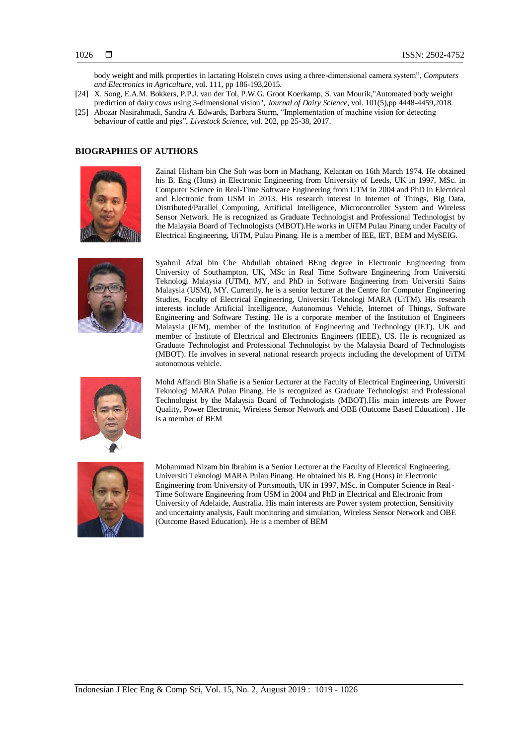body weight and milk properties in lactating Holstein cows using a three-dimensional camera system", *Computers and Electronics in Agriculture*, vol. 111, pp 186-193,2015.

[24] X. Song, E.A.M. Bokkers, P.P.J. van der Tol, P.W.G. Groot Koerkamp, S. van Mourik,"Automated body weight prediction of dairy cows using 3-dimensional vision", *Journal of Dairy Science*, vol. 101(5),pp 4448-4459,2018.

[25] Abozar Nasirahmadi, Sandra A. Edwards, Barbara Sturm, "Implementation of machine vision for detecting behaviour of cattle and pigs", *Livestock Science*, vol. 202, pp 25-38, 2017.

## BIOGRAPHIES OF AUTHORS

Zainal Hisham bin Che Soh was born in Machang, Kelantan on 16th March 1974. He obtained his B. Eng (Hons) in Electronic Engineering from University of Leeds, UK in 1997, MSc. in Computer Science in Real-Time Software Engineering from UTM in 2004 and PhD in Electrical and Electronic from USM in 2013. His research interest in Internet of Things, Big Data, Distributed/Parallel Computing, Artificial Intelligence, Microcontroller System and Wireless Sensor Network. He is recognized as Graduate Technologist and Professional Technologist by the Malaysia Board of Technologists (MBOT).He works in UiTM Pulau Pinang under Faculty of Electrical Engineering, UiTM, Pulau Pinang. He is a member of IEE, IET, BEM and MySEIG.

Syahrul Afzal bin Che Abdullah obtained BEng degree in Electronic Engineering from University of Southampton, UK, MSc in Real Time Software Engineering from Universiti Teknologi Malaysia (UTM), MY, and PhD in Software Engineering from Universiti Sains Malaysia (USM), MY. Currently, he is a senior lecturer at the Centre for Computer Engineering Studies, Faculty of Electrical Engineering, Universiti Teknologi MARA (UiTM). His research interests include Artificial Intelligence, Autonomous Vehicle, Internet of Things, Software Engineering and Software Testing. He is a corporate member of the Institution of Engineers Malaysia (IEM), member of the Institution of Engineering and Technology (IET), UK and member of Institute of Electrical and Electronics Engineers (IEEE), US. He is recognized as Graduate Technologist and Professional Technologist by the Malaysia Board of Technologists (MBOT). He involves in several national research projects including the development of UiTM autonomous vehicle.

Mohd Affandi Bin Shafie is a Senior Lecturer at the Faculty of Electrical Engineering, Universiti Teknologi MARA Pulau Pinang. He is recognized as Graduate Technologist and Professional Technologist by the Malaysia Board of Technologists (MBOT).His main interests are Power Quality, Power Electronic, Wireless Sensor Network and OBE (Outcome Based Education) . He is a member of BEM

Mohammad Nizam bin Ibrahim is a Senior Lecturer at the Faculty of Electrical Engineering, Universiti Teknologi MARA Pulau Pinang. He obtained his B. Eng (Hons) in Electronic Engineering from University of Portsmouth, UK in 1997, MSc. in Computer Science in Real-Time Software Engineering from USM in 2004 and PhD in Electrical and Electronic from University of Adelaide, Australia. His main interests are Power system protection, Sensitivity and uncertainty analysis, Fault monitoring and simulation, Wireless Sensor Network and OBE (Outcome Based Education). He is a member of BEM